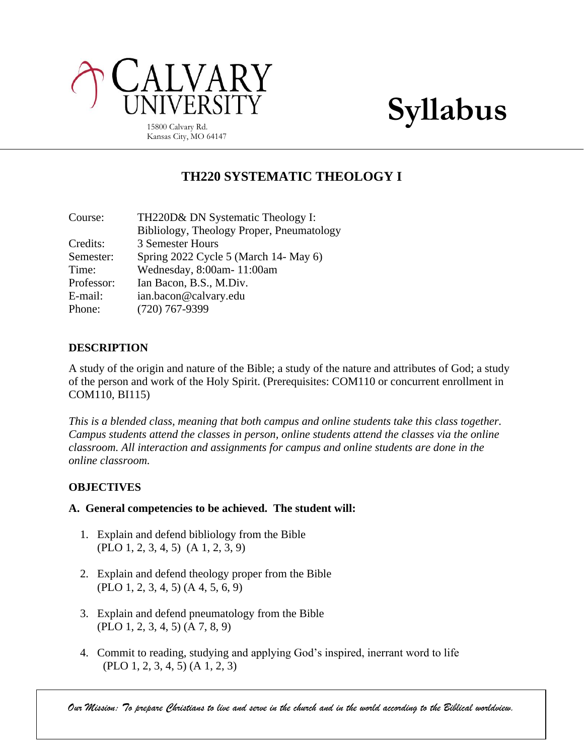# Calvary University

15800 Calvary Rd.
Kansas City, MO 64147

# Syllabus

## TH220 SYSTEMATIC THEOLOGY I

| | |
|---|---|
| Course: | TH220D& DN Systematic Theology I: Bibliology, Theology Proper, Pneumatology |
| Credits: | 3 Semester Hours |
| Semester: | Spring 2022 Cycle 5 (March 14- May 6) |
| Time: | Wednesday, 8:00am- 11:00am |
| Professor: | Ian Bacon, B.S., M.Div. |
| E-mail: | ian.bacon@calvary.edu |
| Phone: | (720) 767-9399 |

### DESCRIPTION

A study of the origin and nature of the Bible; a study of the nature and attributes of God; a study of the person and work of the Holy Spirit. (Prerequisites: COM110 or concurrent enrollment in COM110, BI115)

*This is a blended class, meaning that both campus and online students take this class together. Campus students attend the classes in person, online students attend the classes via the online classroom. All interaction and assignments for campus and online students are done in the online classroom.*

### OBJECTIVES

**A. General competencies to be achieved. The student will:**

1. Explain and defend bibliology from the Bible
   (PLO 1, 2, 3, 4, 5) (A 1, 2, 3, 9)

2. Explain and defend theology proper from the Bible
   (PLO 1, 2, 3, 4, 5) (A 4, 5, 6, 9)

3. Explain and defend pneumatology from the Bible
   (PLO 1, 2, 3, 4, 5) (A 7, 8, 9)

4. Commit to reading, studying and applying God's inspired, inerrant word to life
   (PLO 1, 2, 3, 4, 5) (A 1, 2, 3)

*Our Mission: To prepare Christians to live and serve in the church and in the world according to the Biblical worldview.*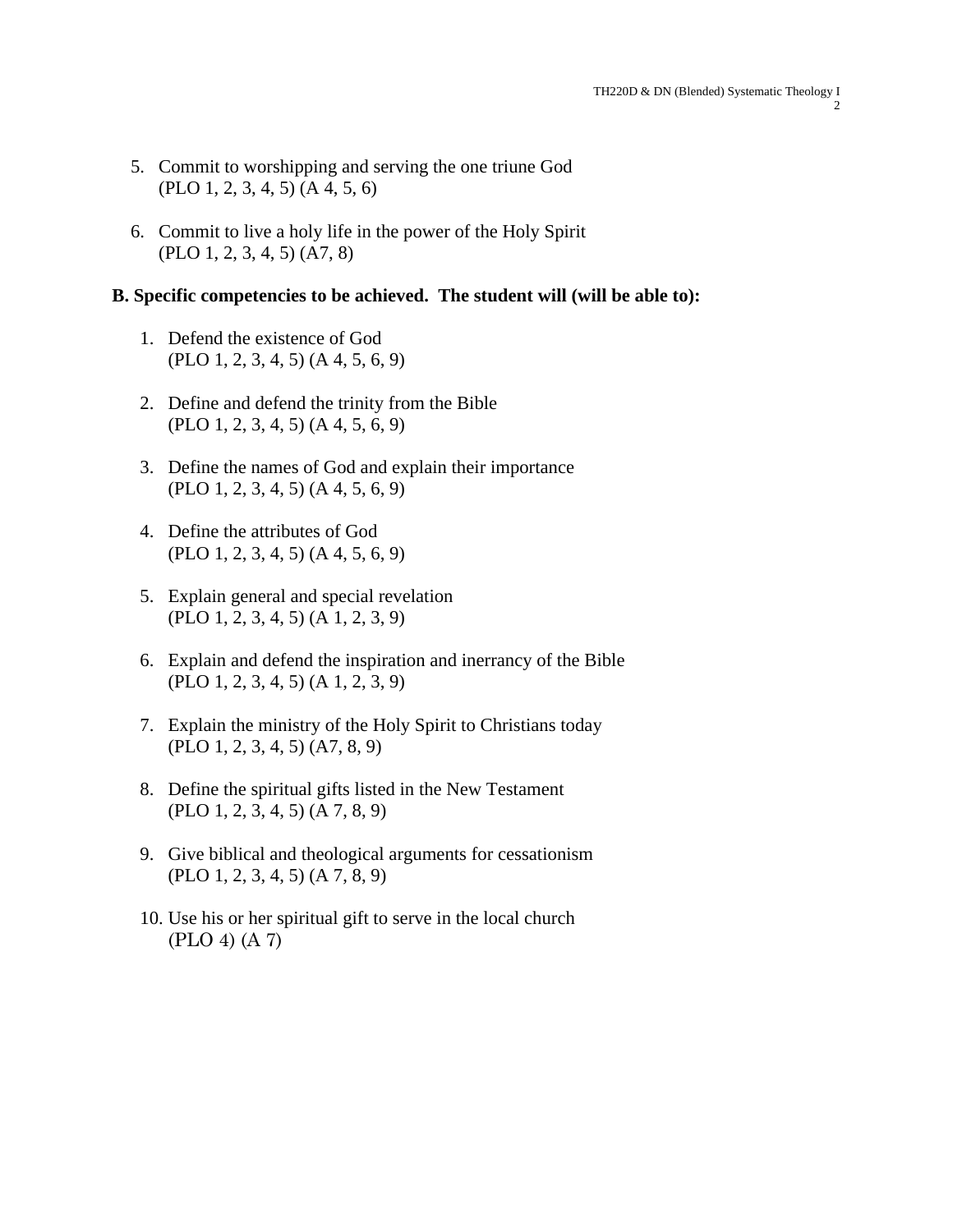5. Commit to worshipping and serving the one triune God  
   (PLO 1, 2, 3, 4, 5) (A 4, 5, 6)

6. Commit to live a holy life in the power of the Holy Spirit  
   (PLO 1, 2, 3, 4, 5) (A7, 8)

**B. Specific competencies to be achieved. The student will (will be able to):**

1. Defend the existence of God  
   (PLO 1, 2, 3, 4, 5) (A 4, 5, 6, 9)

2. Define and defend the trinity from the Bible  
   (PLO 1, 2, 3, 4, 5) (A 4, 5, 6, 9)

3. Define the names of God and explain their importance  
   (PLO 1, 2, 3, 4, 5) (A 4, 5, 6, 9)

4. Define the attributes of God  
   (PLO 1, 2, 3, 4, 5) (A 4, 5, 6, 9)

5. Explain general and special revelation  
   (PLO 1, 2, 3, 4, 5) (A 1, 2, 3, 9)

6. Explain and defend the inspiration and inerrancy of the Bible  
   (PLO 1, 2, 3, 4, 5) (A 1, 2, 3, 9)

7. Explain the ministry of the Holy Spirit to Christians today  
   (PLO 1, 2, 3, 4, 5) (A7, 8, 9)

8. Define the spiritual gifts listed in the New Testament  
   (PLO 1, 2, 3, 4, 5) (A 7, 8, 9)

9. Give biblical and theological arguments for cessationism  
   (PLO 1, 2, 3, 4, 5) (A 7, 8, 9)

10. Use his or her spiritual gift to serve in the local church  
    (PLO 4) (A 7)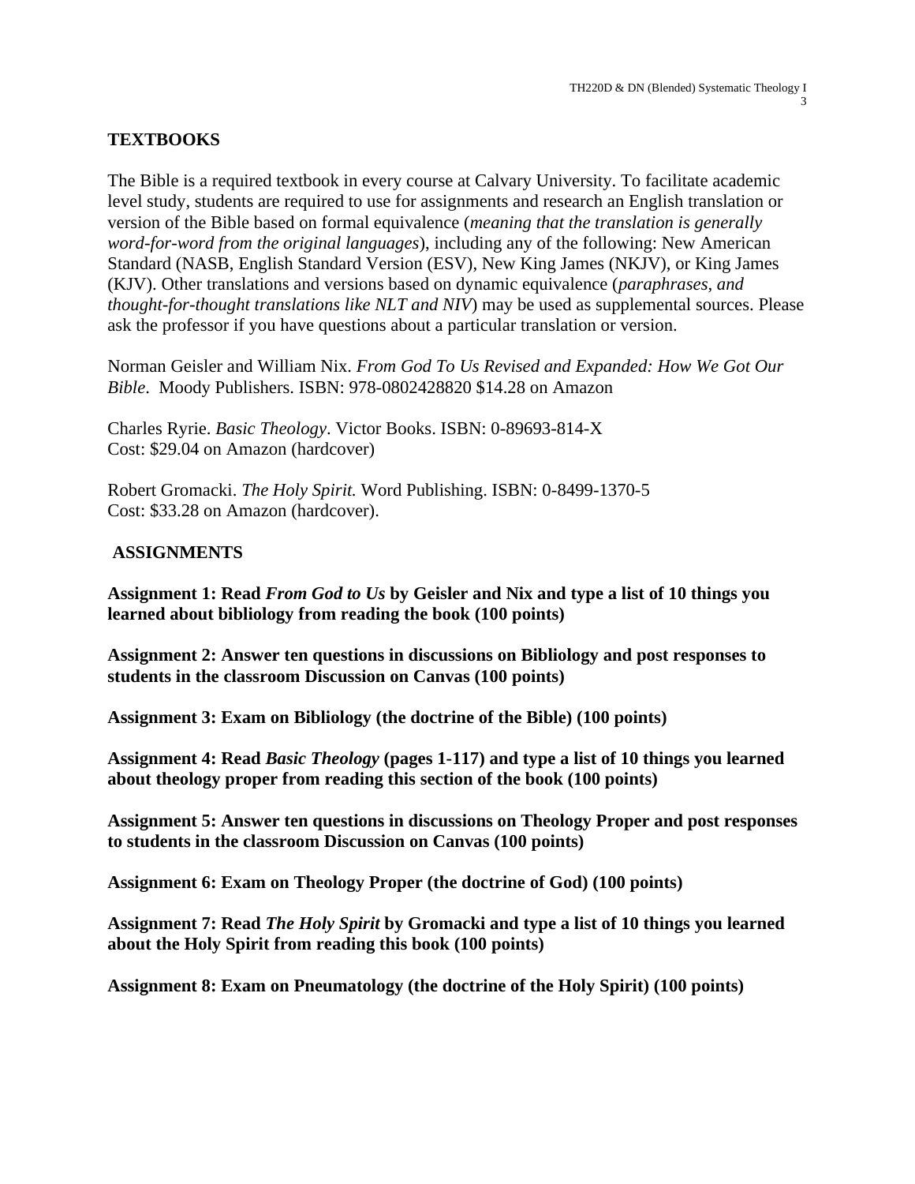## TEXTBOOKS

The Bible is a required textbook in every course at Calvary University. To facilitate academic level study, students are required to use for assignments and research an English translation or version of the Bible based on formal equivalence (*meaning that the translation is generally word-for-word from the original languages*), including any of the following: New American Standard (NASB, English Standard Version (ESV), New King James (NKJV), or King James (KJV). Other translations and versions based on dynamic equivalence (*paraphrases, and thought-for-thought translations like NLT and NIV*) may be used as supplemental sources. Please ask the professor if you have questions about a particular translation or version.

Norman Geisler and William Nix. *From God To Us Revised and Expanded: How We Got Our Bible*. Moody Publishers. ISBN: 978-0802428820 $14.28 on Amazon

Charles Ryrie. *Basic Theology*. Victor Books. ISBN: 0-89693-814-X
Cost: $29.04 on Amazon (hardcover)

Robert Gromacki. *The Holy Spirit.* Word Publishing. ISBN: 0-8499-1370-5
Cost: $33.28 on Amazon (hardcover).

## ASSIGNMENTS

**Assignment 1: Read *From God to Us* by Geisler and Nix and type a list of 10 things you learned about bibliology from reading the book (100 points)**

**Assignment 2: Answer ten questions in discussions on Bibliology and post responses to students in the classroom Discussion on Canvas (100 points)**

**Assignment 3: Exam on Bibliology (the doctrine of the Bible) (100 points)**

**Assignment 4: Read *Basic Theology* (pages 1-117) and type a list of 10 things you learned about theology proper from reading this section of the book (100 points)**

**Assignment 5: Answer ten questions in discussions on Theology Proper and post responses to students in the classroom Discussion on Canvas (100 points)**

**Assignment 6: Exam on Theology Proper (the doctrine of God) (100 points)**

**Assignment 7: Read *The Holy Spirit* by Gromacki and type a list of 10 things you learned about the Holy Spirit from reading this book (100 points)**

**Assignment 8: Exam on Pneumatology (the doctrine of the Holy Spirit) (100 points)**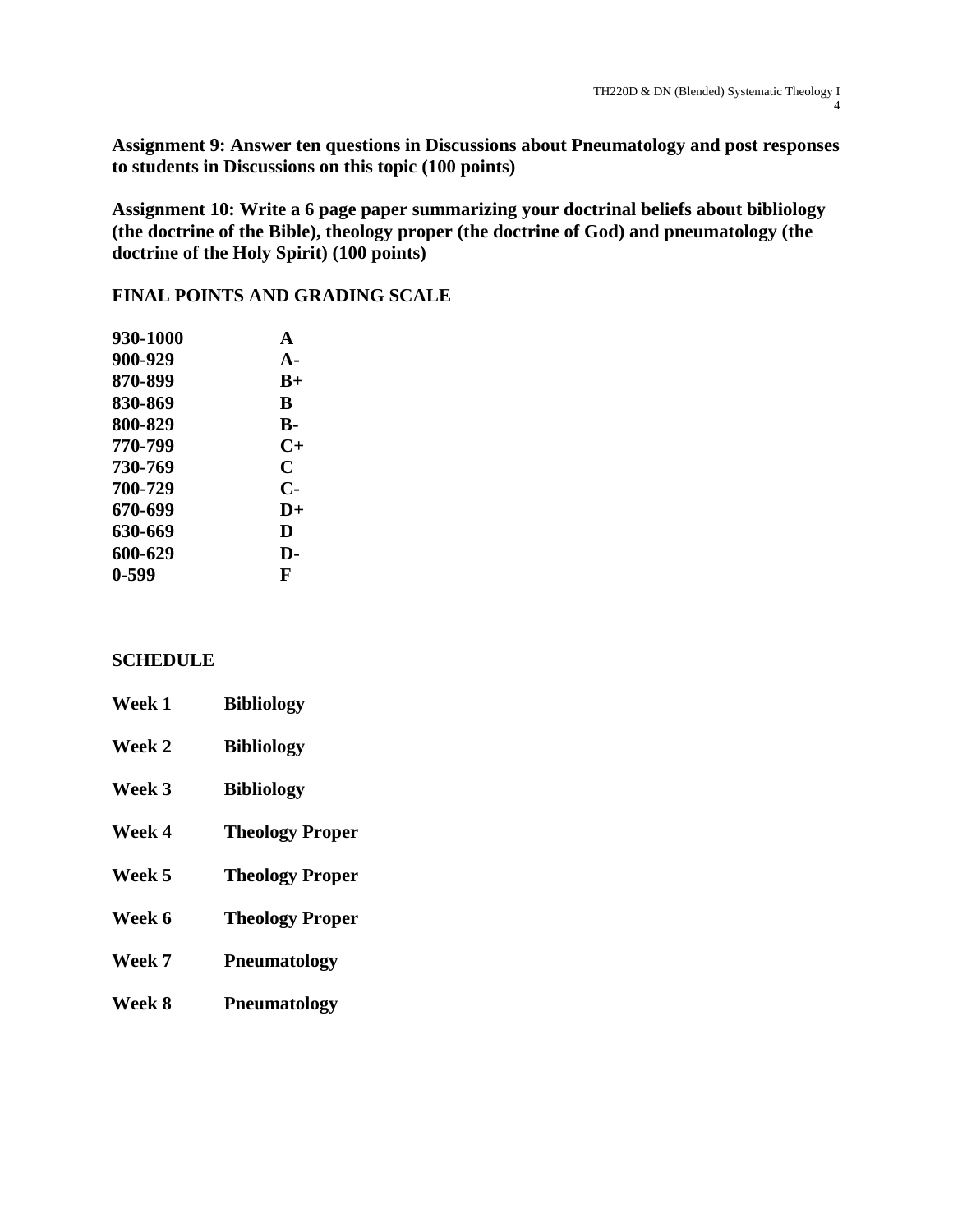**Assignment 9: Answer ten questions in Discussions about Pneumatology and post responses to students in Discussions on this topic (100 points)**

**Assignment 10: Write a 6 page paper summarizing your doctrinal beliefs about bibliology (the doctrine of the Bible), theology proper (the doctrine of God) and pneumatology (the doctrine of the Holy Spirit) (100 points)**

## FINAL POINTS AND GRADING SCALE

| Points | Grade |
|---|---|
| 930-1000 | A |
| 900-929 | A- |
| 870-899 | B+ |
| 830-869 | B |
| 800-829 | B- |
| 770-799 | C+ |
| 730-769 | C |
| 700-729 | C- |
| 670-699 | D+ |
| 630-669 | D |
| 600-629 | D- |
| 0-599 | F |

## SCHEDULE

| Week | Topic |
|---|---|
| Week 1 | Bibliology |
| Week 2 | Bibliology |
| Week 3 | Bibliology |
| Week 4 | Theology Proper |
| Week 5 | Theology Proper |
| Week 6 | Theology Proper |
| Week 7 | Pneumatology |
| Week 8 | Pneumatology |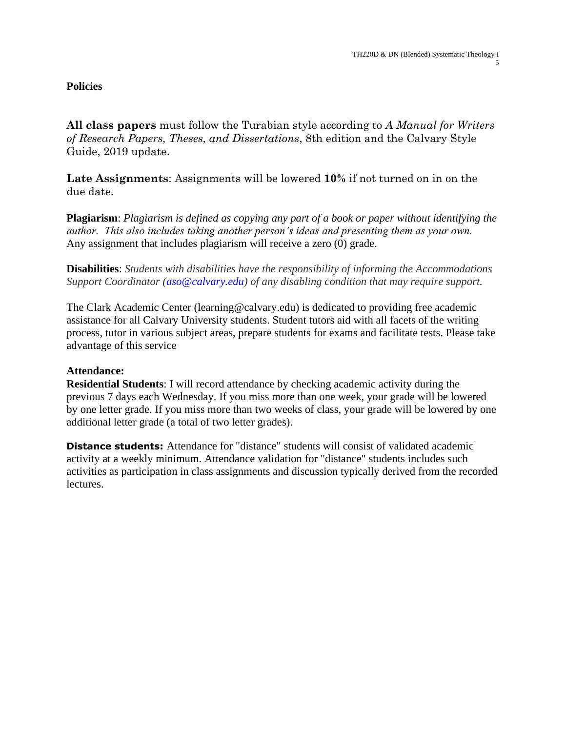**Policies**

**All class papers** must follow the Turabian style according to *A Manual for Writers of Research Papers, Theses, and Dissertations*, 8th edition and the Calvary Style Guide, 2019 update.

**Late Assignments**: Assignments will be lowered **10%** if not turned on in on the due date.

**Plagiarism**: *Plagiarism is defined as copying any part of a book or paper without identifying the author. This also includes taking another person's ideas and presenting them as your own.* Any assignment that includes plagiarism will receive a zero (0) grade.

**Disabilities**: *Students with disabilities have the responsibility of informing the Accommodations Support Coordinator (aso@calvary.edu) of any disabling condition that may require support.*

The Clark Academic Center (learning@calvary.edu) is dedicated to providing free academic assistance for all Calvary University students. Student tutors aid with all facets of the writing process, tutor in various subject areas, prepare students for exams and facilitate tests. Please take advantage of this service

**Attendance:**

**Residential Students**: I will record attendance by checking academic activity during the previous 7 days each Wednesday. If you miss more than one week, your grade will be lowered by one letter grade. If you miss more than two weeks of class, your grade will be lowered by one additional letter grade (a total of two letter grades).

**Distance students:** Attendance for "distance" students will consist of validated academic activity at a weekly minimum. Attendance validation for "distance" students includes such activities as participation in class assignments and discussion typically derived from the recorded lectures.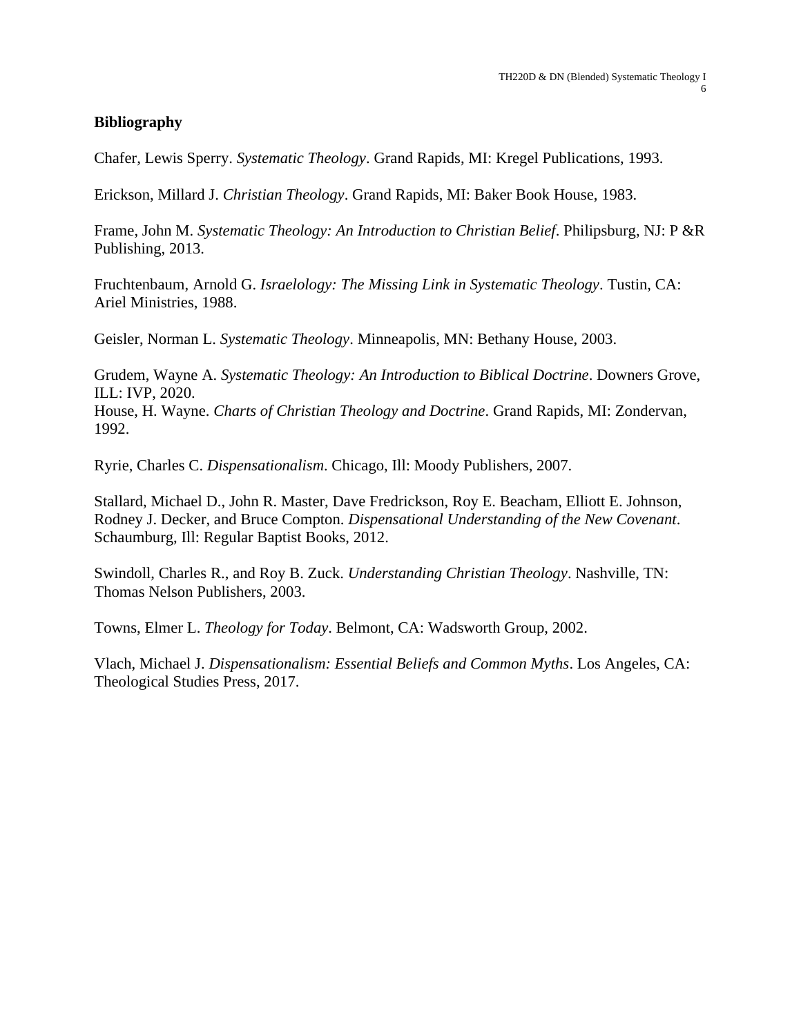**Bibliography**

Chafer, Lewis Sperry. *Systematic Theology*. Grand Rapids, MI: Kregel Publications, 1993.

Erickson, Millard J. *Christian Theology*. Grand Rapids, MI: Baker Book House, 1983.

Frame, John M. *Systematic Theology: An Introduction to Christian Belief*. Philipsburg, NJ: P &R Publishing, 2013.

Fruchtenbaum, Arnold G. *Israelology: The Missing Link in Systematic Theology*. Tustin, CA: Ariel Ministries, 1988.

Geisler, Norman L. *Systematic Theology*. Minneapolis, MN: Bethany House, 2003.

Grudem, Wayne A. *Systematic Theology: An Introduction to Biblical Doctrine*. Downers Grove, ILL: IVP, 2020.
House, H. Wayne. *Charts of Christian Theology and Doctrine*. Grand Rapids, MI: Zondervan, 1992.

Ryrie, Charles C. *Dispensationalism*. Chicago, Ill: Moody Publishers, 2007.

Stallard, Michael D., John R. Master, Dave Fredrickson, Roy E. Beacham, Elliott E. Johnson, Rodney J. Decker, and Bruce Compton. *Dispensational Understanding of the New Covenant*. Schaumburg, Ill: Regular Baptist Books, 2012.

Swindoll, Charles R., and Roy B. Zuck. *Understanding Christian Theology*. Nashville, TN: Thomas Nelson Publishers, 2003.

Towns, Elmer L. *Theology for Today*. Belmont, CA: Wadsworth Group, 2002.

Vlach, Michael J. *Dispensationalism: Essential Beliefs and Common Myths*. Los Angeles, CA: Theological Studies Press, 2017.